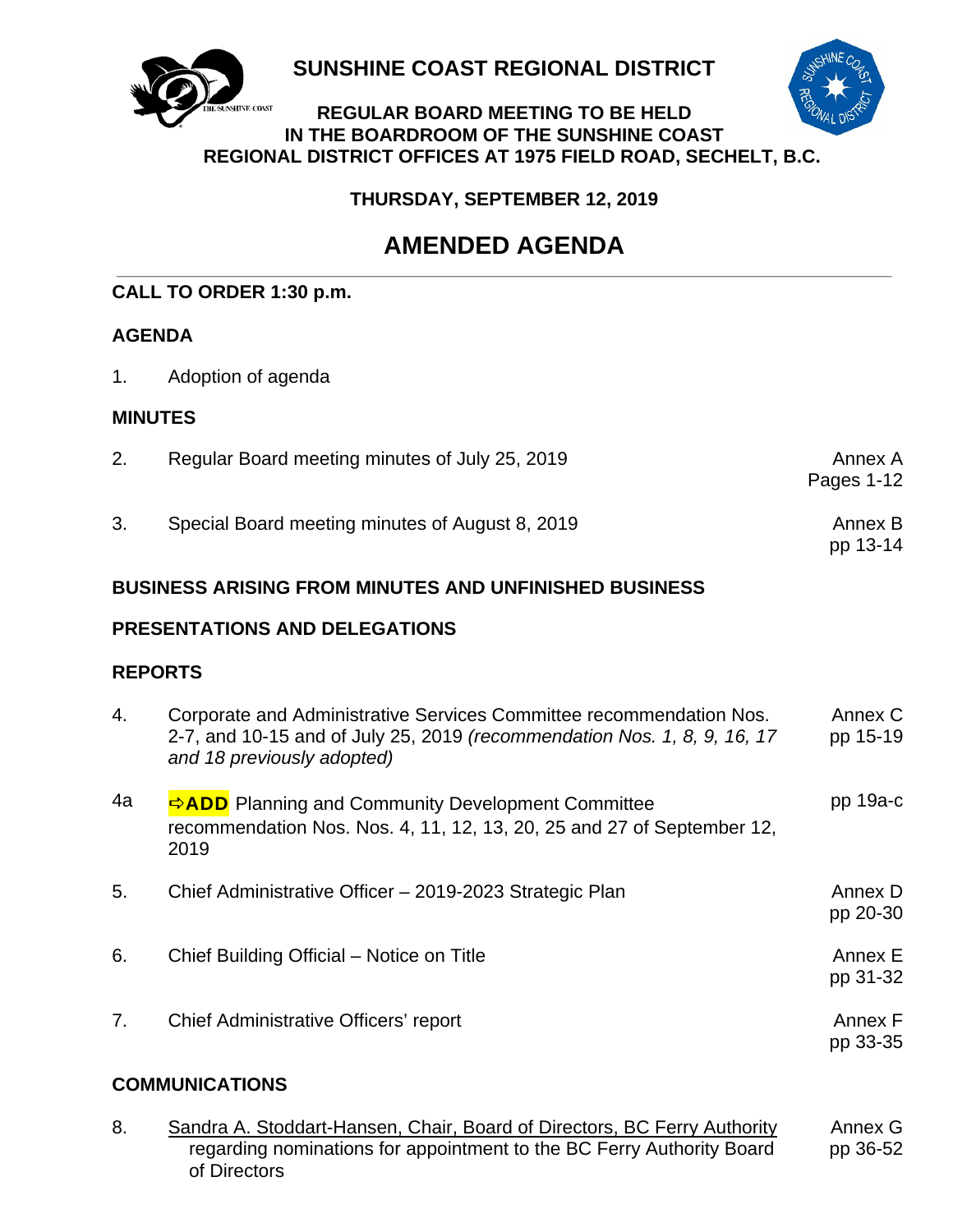# SUNSHINE COAST REGIONAL DISTRICT

**REGULAR BOARD MEETING TO BE HELD IN THE BOARDROOM OF THE SUNSHINE COAST REGIONAL DISTRICT OFFICES AT 1975 FIELD ROAD, SECHELT, B.C.**

**THURSDAY, SEPTEMBER 12, 2019**

## AMENDED AGENDA

**CALL TO ORDER 1:30 p.m.**

### AGENDA

1. Adoption of agenda

### MINUTES

| | | |
|---|---|---|
| 2. | Regular Board meeting minutes of July 25, 2019 | Annex A Pages 1-12 |
| 3. | Special Board meeting minutes of August 8, 2019 | Annex B pp 13-14 |

### BUSINESS ARISING FROM MINUTES AND UNFINISHED BUSINESS

### PRESENTATIONS AND DELEGATIONS

### REPORTS

| | | |
|---|---|---|
| 4. | Corporate and Administrative Services Committee recommendation Nos. 2-7, and 10-15 and of July 25, 2019 *(recommendation Nos. 1, 8, 9, 16, 17 and 18 previously adopted)* | Annex C pp 15-19 |
| 4a | ⇨**ADD** Planning and Community Development Committee recommendation Nos. Nos. 4, 11, 12, 13, 20, 25 and 27 of September 12, 2019 | pp 19a-c |
| 5. | Chief Administrative Officer – 2019-2023 Strategic Plan | Annex D pp 20-30 |
| 6. | Chief Building Official – Notice on Title | Annex E pp 31-32 |
| 7. | Chief Administrative Officers' report | Annex F pp 33-35 |

### COMMUNICATIONS

| | | |
|---|---|---|
| 8. | Sandra A. Stoddart-Hansen, Chair, Board of Directors, BC Ferry Authority regarding nominations for appointment to the BC Ferry Authority Board of Directors | Annex G pp 36-52 |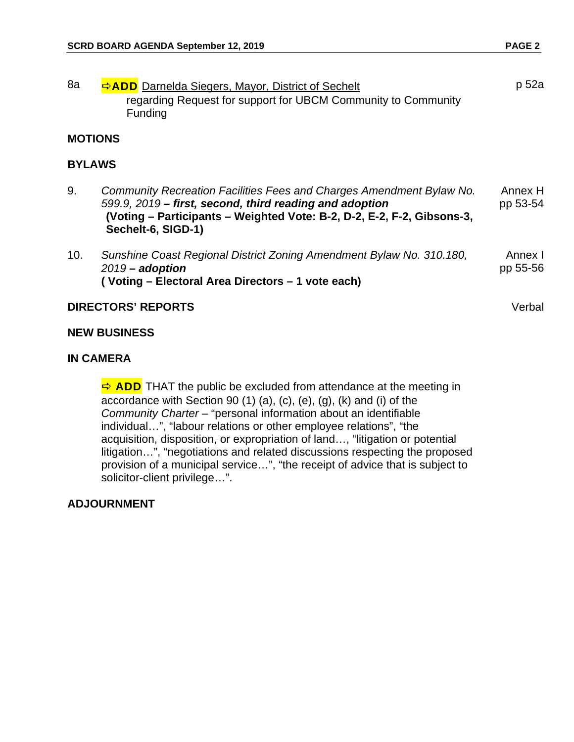8a ⇨**ADD** Darnelda Siegers, Mayor, District of Sechelt regarding Request for support for UBCM Community to Community Funding — p 52a

## MOTIONS

## BYLAWS

9. *Community Recreation Facilities Fees and Charges Amendment Bylaw No. 599.9, 2019* ***– first, second, third reading and adoption*** — Annex H pp 53-54
   **(Voting – Participants – Weighted Vote: B-2, D-2, E-2, F-2, Gibsons-3, Sechelt-6, SIGD-1)**

10. *Sunshine Coast Regional District Zoning Amendment Bylaw No. 310.180, 2019* ***– adoption*** — Annex I pp 55-56
    **( Voting – Electoral Area Directors – 1 vote each)**

## DIRECTORS' REPORTS

Verbal

## NEW BUSINESS

## IN CAMERA

⇨ **ADD** THAT the public be excluded from attendance at the meeting in accordance with Section 90 (1) (a), (c), (e), (g), (k) and (i) of the *Community Charter* – "personal information about an identifiable individual…", "labour relations or other employee relations", "the acquisition, disposition, or expropriation of land…, "litigation or potential litigation…", "negotiations and related discussions respecting the proposed provision of a municipal service…", "the receipt of advice that is subject to solicitor-client privilege…".

## ADJOURNMENT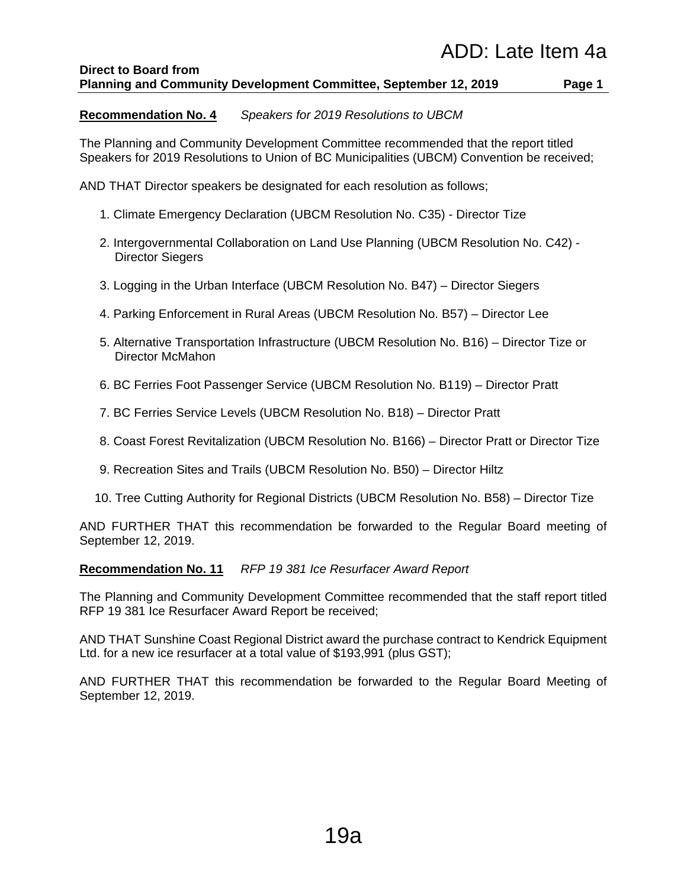ADD: Late Item 4a

**Direct to Board from**
**Planning and Community Development Committee, September 12, 2019**

**Recommendation No. 4** *Speakers for 2019 Resolutions to UBCM*

The Planning and Community Development Committee recommended that the report titled Speakers for 2019 Resolutions to Union of BC Municipalities (UBCM) Convention be received;

AND THAT Director speakers be designated for each resolution as follows;

1. Climate Emergency Declaration (UBCM Resolution No. C35) - Director Tize
2. Intergovernmental Collaboration on Land Use Planning (UBCM Resolution No. C42) - Director Siegers
3. Logging in the Urban Interface (UBCM Resolution No. B47) – Director Siegers
4. Parking Enforcement in Rural Areas (UBCM Resolution No. B57) – Director Lee
5. Alternative Transportation Infrastructure (UBCM Resolution No. B16) – Director Tize or Director McMahon
6. BC Ferries Foot Passenger Service (UBCM Resolution No. B119) – Director Pratt
7. BC Ferries Service Levels (UBCM Resolution No. B18) – Director Pratt
8. Coast Forest Revitalization (UBCM Resolution No. B166) – Director Pratt or Director Tize
9. Recreation Sites and Trails (UBCM Resolution No. B50) – Director Hiltz
10. Tree Cutting Authority for Regional Districts (UBCM Resolution No. B58) – Director Tize

AND FURTHER THAT this recommendation be forwarded to the Regular Board meeting of September 12, 2019.

**Recommendation No. 11** *RFP 19 381 Ice Resurfacer Award Report*

The Planning and Community Development Committee recommended that the staff report titled RFP 19 381 Ice Resurfacer Award Report be received;

AND THAT Sunshine Coast Regional District award the purchase contract to Kendrick Equipment Ltd. for a new ice resurfacer at a total value of $193,991 (plus GST);

AND FURTHER THAT this recommendation be forwarded to the Regular Board Meeting of September 12, 2019.

19a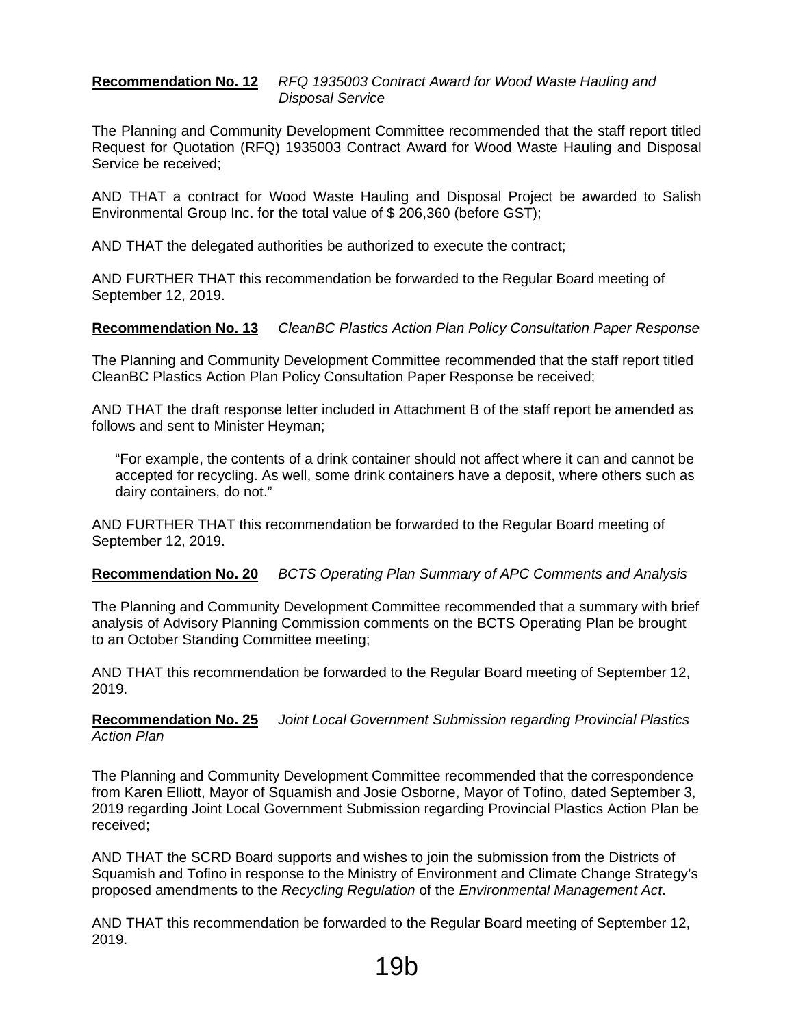**Recommendation No. 12** *RFQ 1935003 Contract Award for Wood Waste Hauling and Disposal Service*

The Planning and Community Development Committee recommended that the staff report titled Request for Quotation (RFQ) 1935003 Contract Award for Wood Waste Hauling and Disposal Service be received;

AND THAT a contract for Wood Waste Hauling and Disposal Project be awarded to Salish Environmental Group Inc. for the total value of $ 206,360 (before GST);

AND THAT the delegated authorities be authorized to execute the contract;

AND FURTHER THAT this recommendation be forwarded to the Regular Board meeting of September 12, 2019.

**Recommendation No. 13** *CleanBC Plastics Action Plan Policy Consultation Paper Response*

The Planning and Community Development Committee recommended that the staff report titled CleanBC Plastics Action Plan Policy Consultation Paper Response be received;

AND THAT the draft response letter included in Attachment B of the staff report be amended as follows and sent to Minister Heyman;

> "For example, the contents of a drink container should not affect where it can and cannot be accepted for recycling. As well, some drink containers have a deposit, where others such as dairy containers, do not."

AND FURTHER THAT this recommendation be forwarded to the Regular Board meeting of September 12, 2019.

**Recommendation No. 20** *BCTS Operating Plan Summary of APC Comments and Analysis*

The Planning and Community Development Committee recommended that a summary with brief analysis of Advisory Planning Commission comments on the BCTS Operating Plan be brought to an October Standing Committee meeting;

AND THAT this recommendation be forwarded to the Regular Board meeting of September 12, 2019.

**Recommendation No. 25** *Joint Local Government Submission regarding Provincial Plastics Action Plan*

The Planning and Community Development Committee recommended that the correspondence from Karen Elliott, Mayor of Squamish and Josie Osborne, Mayor of Tofino, dated September 3, 2019 regarding Joint Local Government Submission regarding Provincial Plastics Action Plan be received;

AND THAT the SCRD Board supports and wishes to join the submission from the Districts of Squamish and Tofino in response to the Ministry of Environment and Climate Change Strategy's proposed amendments to the *Recycling Regulation* of the *Environmental Management Act*.

AND THAT this recommendation be forwarded to the Regular Board meeting of September 12, 2019.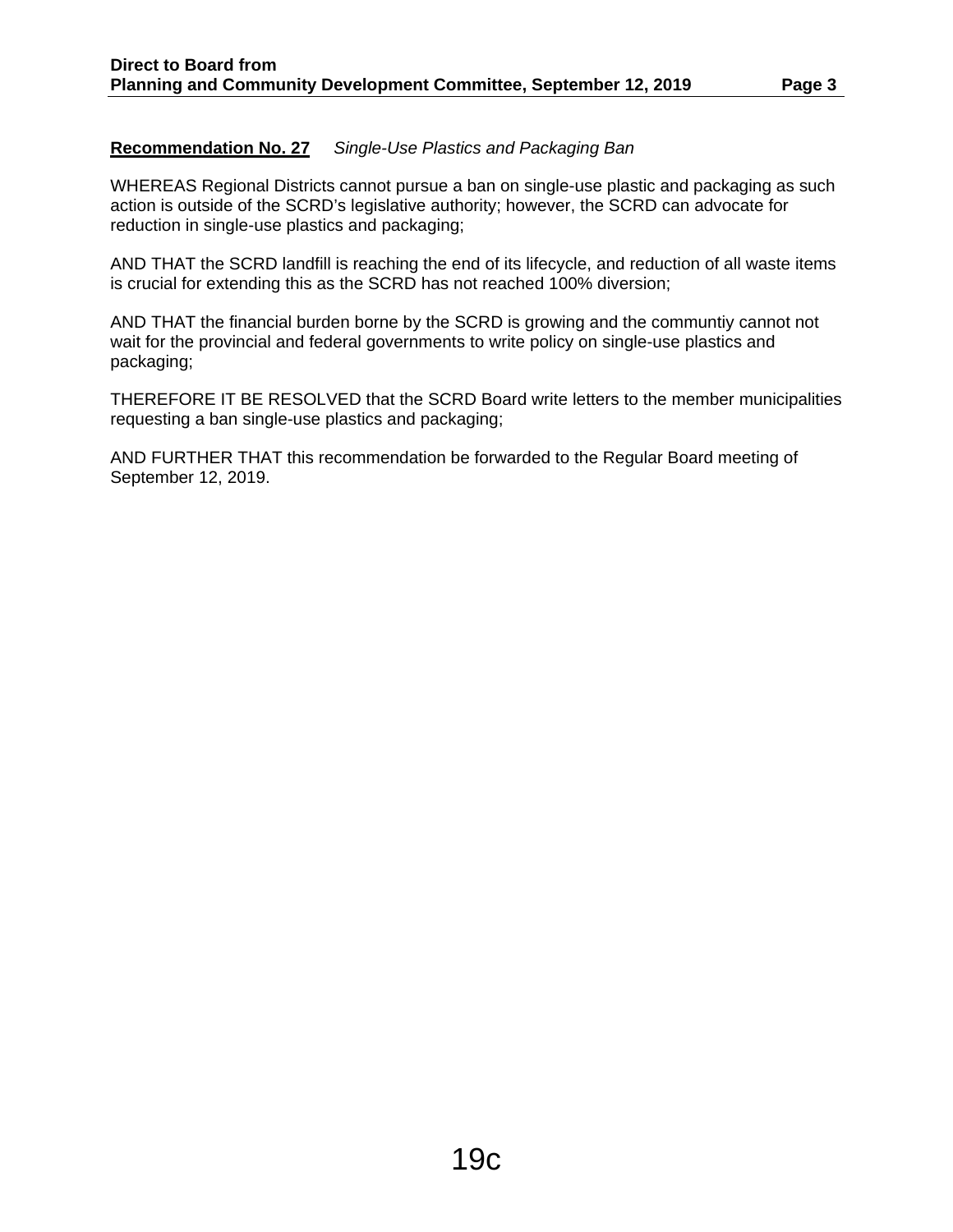**Recommendation No. 27** *Single-Use Plastics and Packaging Ban*

WHEREAS Regional Districts cannot pursue a ban on single-use plastic and packaging as such action is outside of the SCRD's legislative authority; however, the SCRD can advocate for reduction in single-use plastics and packaging;

AND THAT the SCRD landfill is reaching the end of its lifecycle, and reduction of all waste items is crucial for extending this as the SCRD has not reached 100% diversion;

AND THAT the financial burden borne by the SCRD is growing and the communtiy cannot not wait for the provincial and federal governments to write policy on single-use plastics and packaging;

THEREFORE IT BE RESOLVED that the SCRD Board write letters to the member municipalities requesting a ban single-use plastics and packaging;

AND FURTHER THAT this recommendation be forwarded to the Regular Board meeting of September 12, 2019.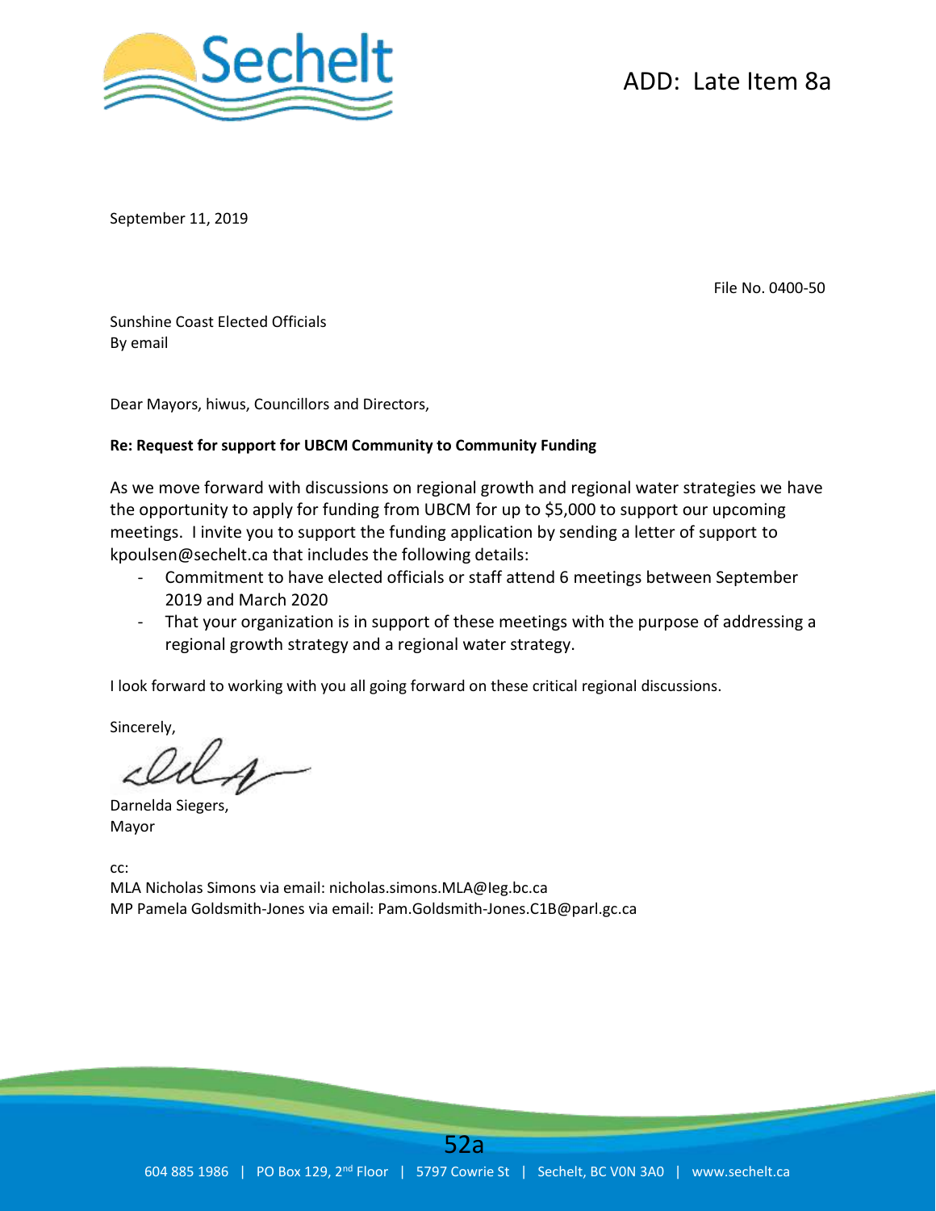ADD: Late Item 8a

September 11, 2019

File No. 0400-50

Sunshine Coast Elected Officials
By email

Dear Mayors, hiwus, Councillors and Directors,

**Re: Request for support for UBCM Community to Community Funding**

As we move forward with discussions on regional growth and regional water strategies we have the opportunity to apply for funding from UBCM for up to $5,000 to support our upcoming meetings. I invite you to support the funding application by sending a letter of support to kpoulsen@sechelt.ca that includes the following details:

- Commitment to have elected officials or staff attend 6 meetings between September 2019 and March 2020
- That your organization is in support of these meetings with the purpose of addressing a regional growth strategy and a regional water strategy.

I look forward to working with you all going forward on these critical regional discussions.

Sincerely,

Darnelda Siegers,
Mayor

cc:
MLA Nicholas Simons via email: nicholas.simons.MLA@leg.bc.ca
MP Pamela Goldsmith-Jones via email: Pam.Goldsmith-Jones.C1B@parl.gc.ca

604 885 1986 | PO Box 129, 2nd Floor | 5797 Cowrie St | Sechelt, BC V0N 3A0 | www.sechelt.ca